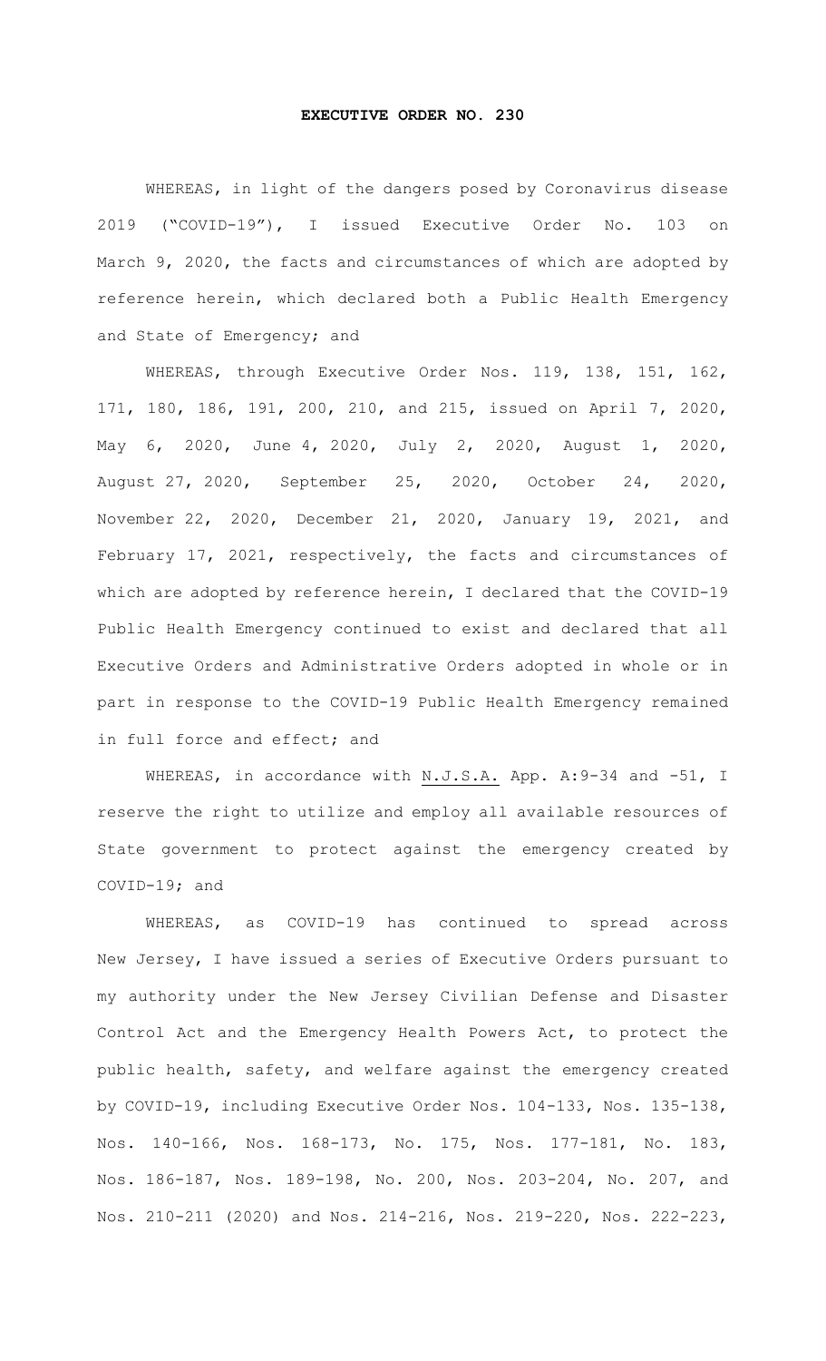# EXECUTIVE ORDER NO. 230

WHEREAS, in light of the dangers posed by Coronavirus disease 2019 ("COVID-19"), I issued Executive Order No. 103 on March 9, 2020, the facts and circumstances of which are adopted by reference herein, which declared both a Public Health Emergency and State of Emergency; and

WHEREAS, through Executive Order Nos. 119, 138, 151, 162, 171, 180, 186, 191, 200, 210, and 215, issued on April 7, 2020, May 6, 2020, June 4, 2020, July 2, 2020, August 1, 2020, August 27, 2020, September 25, 2020, October 24, 2020, November 22, 2020, December 21, 2020, January 19, 2021, and February 17, 2021, respectively, the facts and circumstances of which are adopted by reference herein, I declared that the COVID-19 Public Health Emergency continued to exist and declared that all Executive Orders and Administrative Orders adopted in whole or in part in response to the COVID-19 Public Health Emergency remained in full force and effect; and

WHEREAS, in accordance with N.J.S.A. App. A:9-34 and -51, I reserve the right to utilize and employ all available resources of State government to protect against the emergency created by COVID-19; and

WHEREAS, as COVID-19 has continued to spread across New Jersey, I have issued a series of Executive Orders pursuant to my authority under the New Jersey Civilian Defense and Disaster Control Act and the Emergency Health Powers Act, to protect the public health, safety, and welfare against the emergency created by COVID-19, including Executive Order Nos. 104-133, Nos. 135-138, Nos. 140-166, Nos. 168-173, No. 175, Nos. 177-181, No. 183, Nos. 186-187, Nos. 189-198, No. 200, Nos. 203-204, No. 207, and Nos. 210-211 (2020) and Nos. 214-216, Nos. 219-220, Nos. 222-223,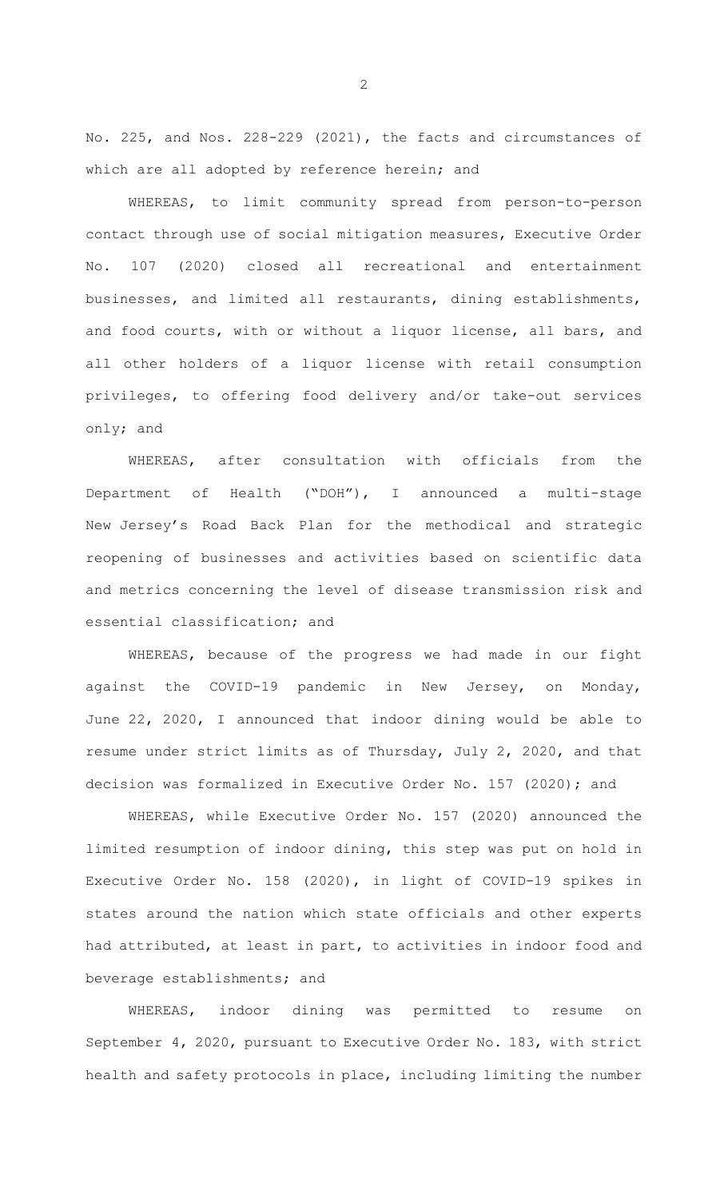No. 225, and Nos. 228-229 (2021), the facts and circumstances of which are all adopted by reference herein; and

WHEREAS, to limit community spread from person-to-person contact through use of social mitigation measures, Executive Order No. 107 (2020) closed all recreational and entertainment businesses, and limited all restaurants, dining establishments, and food courts, with or without a liquor license, all bars, and all other holders of a liquor license with retail consumption privileges, to offering food delivery and/or take-out services only; and

WHEREAS, after consultation with officials from the Department of Health ("DOH"), I announced a multi-stage New Jersey's Road Back Plan for the methodical and strategic reopening of businesses and activities based on scientific data and metrics concerning the level of disease transmission risk and essential classification; and

WHEREAS, because of the progress we had made in our fight against the COVID-19 pandemic in New Jersey, on Monday, June 22, 2020, I announced that indoor dining would be able to resume under strict limits as of Thursday, July 2, 2020, and that decision was formalized in Executive Order No. 157 (2020); and

WHEREAS, while Executive Order No. 157 (2020) announced the limited resumption of indoor dining, this step was put on hold in Executive Order No. 158 (2020), in light of COVID-19 spikes in states around the nation which state officials and other experts had attributed, at least in part, to activities in indoor food and beverage establishments; and

WHEREAS, indoor dining was permitted to resume on September 4, 2020, pursuant to Executive Order No. 183, with strict health and safety protocols in place, including limiting the number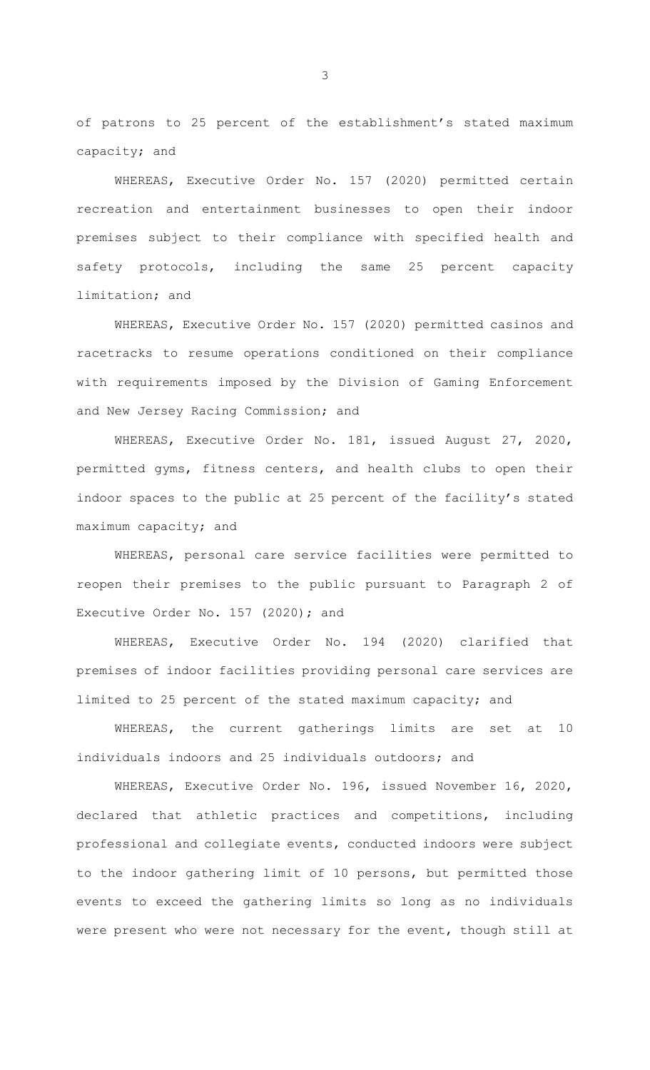of patrons to 25 percent of the establishment's stated maximum capacity; and

WHEREAS, Executive Order No. 157 (2020) permitted certain recreation and entertainment businesses to open their indoor premises subject to their compliance with specified health and safety protocols, including the same 25 percent capacity limitation; and

WHEREAS, Executive Order No. 157 (2020) permitted casinos and racetracks to resume operations conditioned on their compliance with requirements imposed by the Division of Gaming Enforcement and New Jersey Racing Commission; and

WHEREAS, Executive Order No. 181, issued August 27, 2020, permitted gyms, fitness centers, and health clubs to open their indoor spaces to the public at 25 percent of the facility's stated maximum capacity; and

WHEREAS, personal care service facilities were permitted to reopen their premises to the public pursuant to Paragraph 2 of Executive Order No. 157 (2020); and

WHEREAS, Executive Order No. 194 (2020) clarified that premises of indoor facilities providing personal care services are limited to 25 percent of the stated maximum capacity; and

WHEREAS, the current gatherings limits are set at 10 individuals indoors and 25 individuals outdoors; and

WHEREAS, Executive Order No. 196, issued November 16, 2020, declared that athletic practices and competitions, including professional and collegiate events, conducted indoors were subject to the indoor gathering limit of 10 persons, but permitted those events to exceed the gathering limits so long as no individuals were present who were not necessary for the event, though still at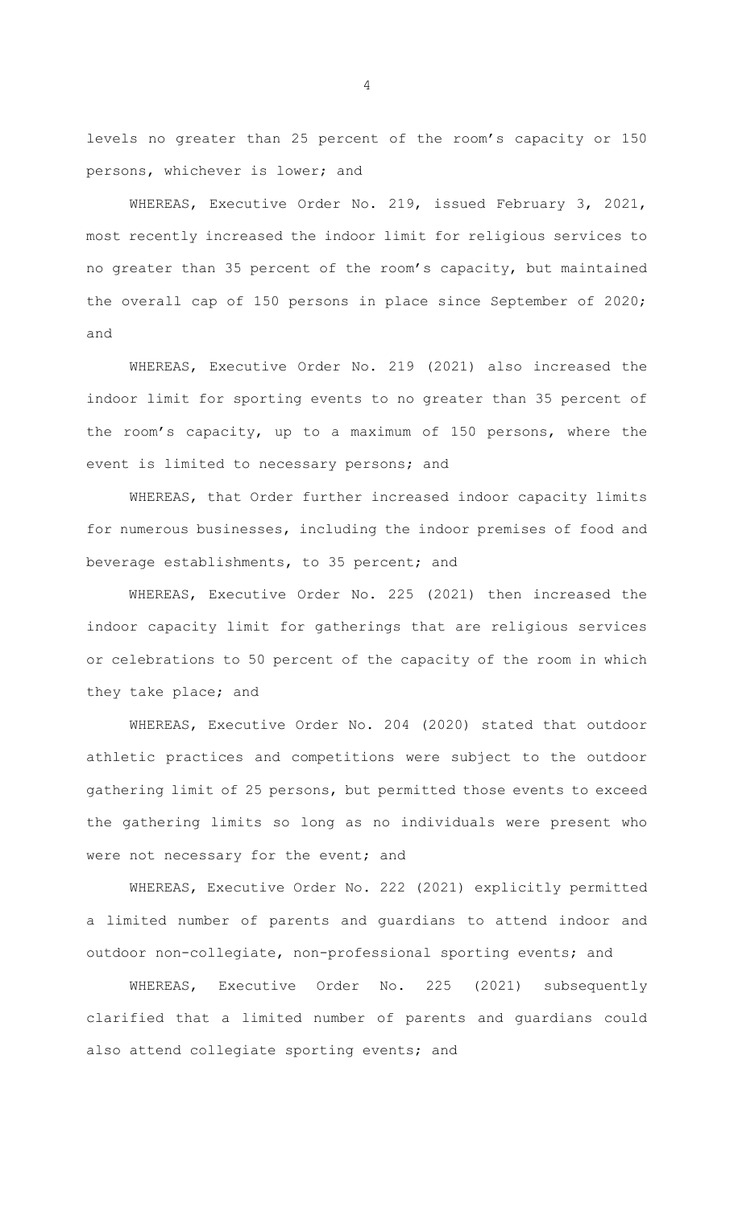levels no greater than 25 percent of the room's capacity or 150 persons, whichever is lower; and

WHEREAS, Executive Order No. 219, issued February 3, 2021, most recently increased the indoor limit for religious services to no greater than 35 percent of the room's capacity, but maintained the overall cap of 150 persons in place since September of 2020; and

WHEREAS, Executive Order No. 219 (2021) also increased the indoor limit for sporting events to no greater than 35 percent of the room's capacity, up to a maximum of 150 persons, where the event is limited to necessary persons; and

WHEREAS, that Order further increased indoor capacity limits for numerous businesses, including the indoor premises of food and beverage establishments, to 35 percent; and

WHEREAS, Executive Order No. 225 (2021) then increased the indoor capacity limit for gatherings that are religious services or celebrations to 50 percent of the capacity of the room in which they take place; and

WHEREAS, Executive Order No. 204 (2020) stated that outdoor athletic practices and competitions were subject to the outdoor gathering limit of 25 persons, but permitted those events to exceed the gathering limits so long as no individuals were present who were not necessary for the event; and

WHEREAS, Executive Order No. 222 (2021) explicitly permitted a limited number of parents and guardians to attend indoor and outdoor non-collegiate, non-professional sporting events; and

WHEREAS, Executive Order No. 225 (2021) subsequently clarified that a limited number of parents and guardians could also attend collegiate sporting events; and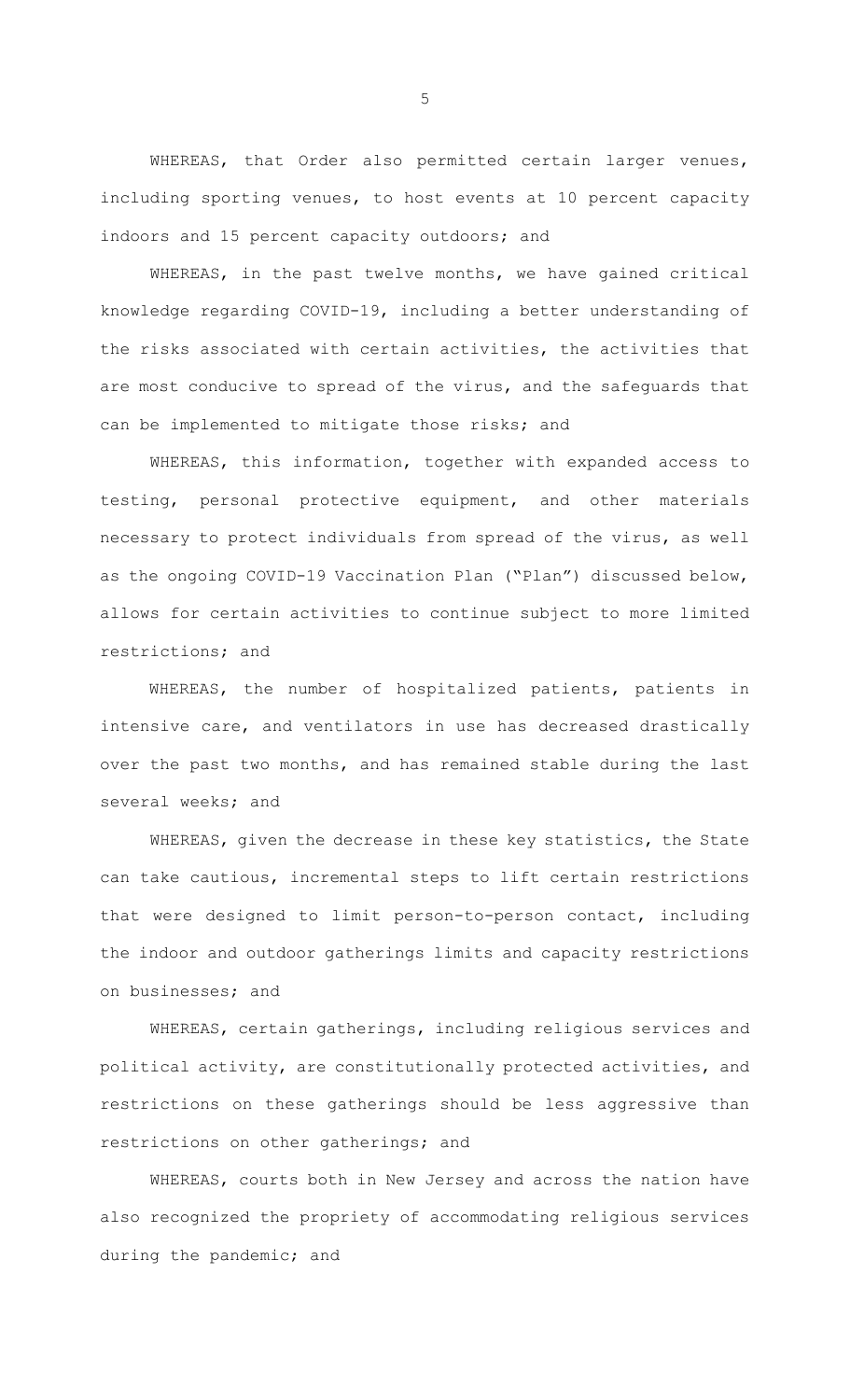WHEREAS, that Order also permitted certain larger venues, including sporting venues, to host events at 10 percent capacity indoors and 15 percent capacity outdoors; and

WHEREAS, in the past twelve months, we have gained critical knowledge regarding COVID-19, including a better understanding of the risks associated with certain activities, the activities that are most conducive to spread of the virus, and the safeguards that can be implemented to mitigate those risks; and

WHEREAS, this information, together with expanded access to testing, personal protective equipment, and other materials necessary to protect individuals from spread of the virus, as well as the ongoing COVID-19 Vaccination Plan ("Plan") discussed below, allows for certain activities to continue subject to more limited restrictions; and

WHEREAS, the number of hospitalized patients, patients in intensive care, and ventilators in use has decreased drastically over the past two months, and has remained stable during the last several weeks; and

WHEREAS, given the decrease in these key statistics, the State can take cautious, incremental steps to lift certain restrictions that were designed to limit person-to-person contact, including the indoor and outdoor gatherings limits and capacity restrictions on businesses; and

WHEREAS, certain gatherings, including religious services and political activity, are constitutionally protected activities, and restrictions on these gatherings should be less aggressive than restrictions on other gatherings; and

WHEREAS, courts both in New Jersey and across the nation have also recognized the propriety of accommodating religious services during the pandemic; and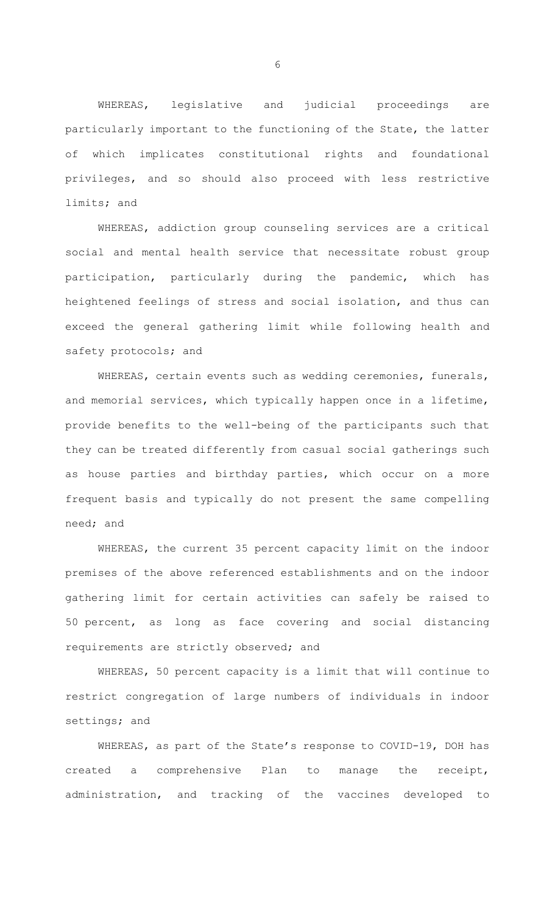WHEREAS, legislative and judicial proceedings are particularly important to the functioning of the State, the latter of which implicates constitutional rights and foundational privileges, and so should also proceed with less restrictive limits; and

WHEREAS, addiction group counseling services are a critical social and mental health service that necessitate robust group participation, particularly during the pandemic, which has heightened feelings of stress and social isolation, and thus can exceed the general gathering limit while following health and safety protocols; and

WHEREAS, certain events such as wedding ceremonies, funerals, and memorial services, which typically happen once in a lifetime, provide benefits to the well-being of the participants such that they can be treated differently from casual social gatherings such as house parties and birthday parties, which occur on a more frequent basis and typically do not present the same compelling need; and

WHEREAS, the current 35 percent capacity limit on the indoor premises of the above referenced establishments and on the indoor gathering limit for certain activities can safely be raised to 50 percent, as long as face covering and social distancing requirements are strictly observed; and

WHEREAS, 50 percent capacity is a limit that will continue to restrict congregation of large numbers of individuals in indoor settings; and

WHEREAS, as part of the State's response to COVID-19, DOH has created a comprehensive Plan to manage the receipt, administration, and tracking of the vaccines developed to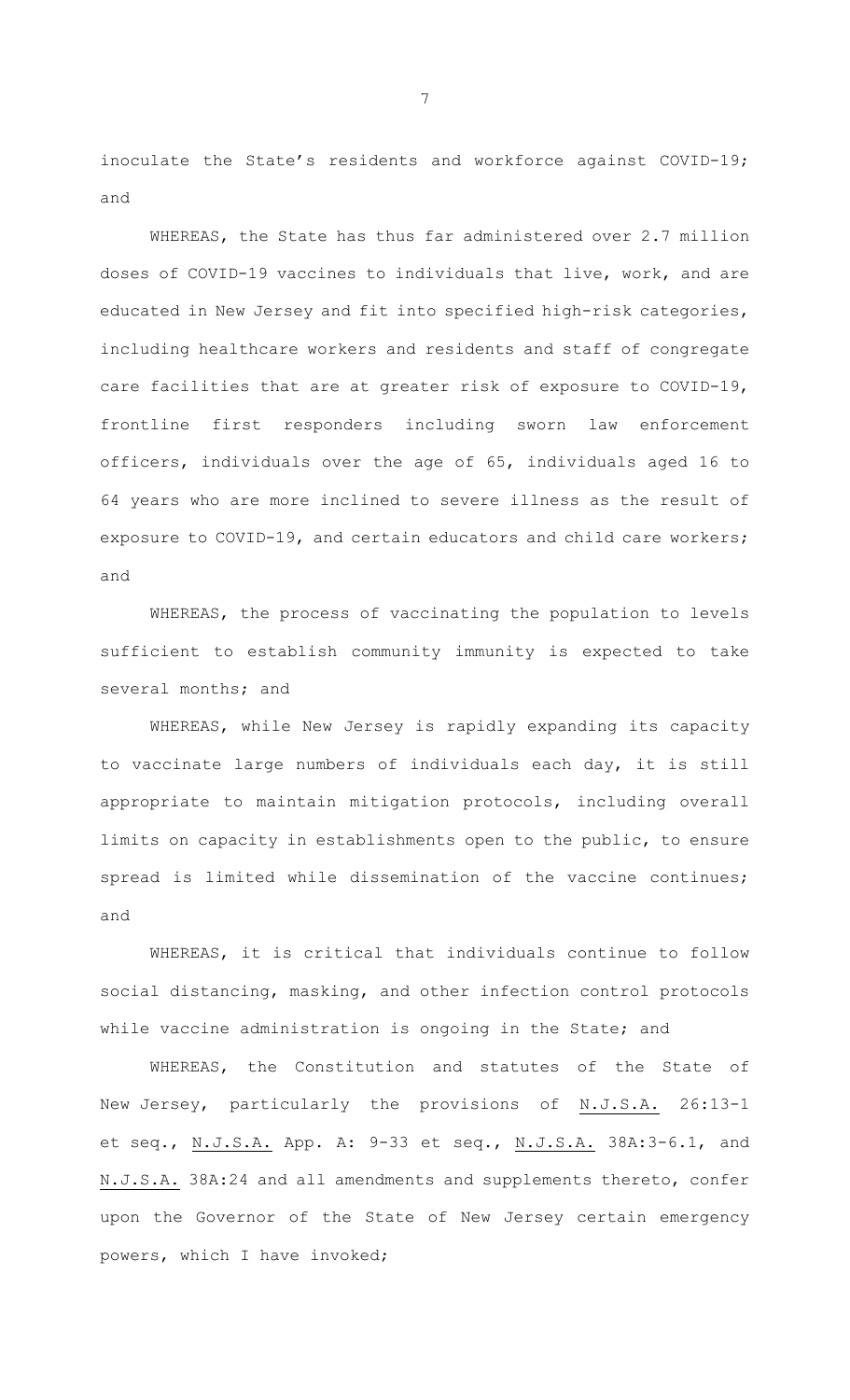inoculate the State's residents and workforce against COVID-19; and

WHEREAS, the State has thus far administered over 2.7 million doses of COVID-19 vaccines to individuals that live, work, and are educated in New Jersey and fit into specified high-risk categories, including healthcare workers and residents and staff of congregate care facilities that are at greater risk of exposure to COVID-19, frontline first responders including sworn law enforcement officers, individuals over the age of 65, individuals aged 16 to 64 years who are more inclined to severe illness as the result of exposure to COVID-19, and certain educators and child care workers; and

WHEREAS, the process of vaccinating the population to levels sufficient to establish community immunity is expected to take several months; and

WHEREAS, while New Jersey is rapidly expanding its capacity to vaccinate large numbers of individuals each day, it is still appropriate to maintain mitigation protocols, including overall limits on capacity in establishments open to the public, to ensure spread is limited while dissemination of the vaccine continues; and

WHEREAS, it is critical that individuals continue to follow social distancing, masking, and other infection control protocols while vaccine administration is ongoing in the State; and

WHEREAS, the Constitution and statutes of the State of New Jersey, particularly the provisions of N.J.S.A. 26:13-1 et seq., N.J.S.A. App. A: 9-33 et seq., N.J.S.A. 38A:3-6.1, and N.J.S.A. 38A:24 and all amendments and supplements thereto, confer upon the Governor of the State of New Jersey certain emergency powers, which I have invoked;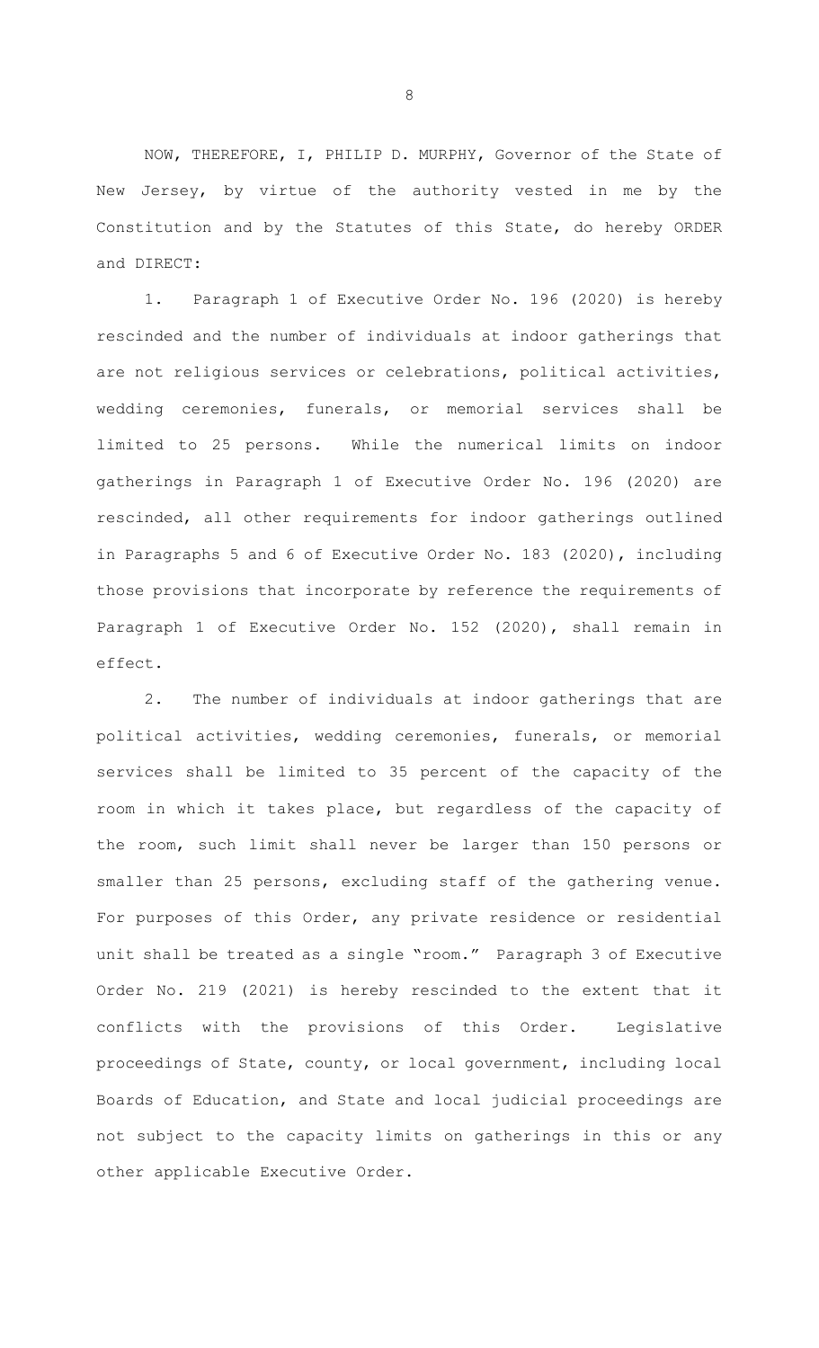NOW, THEREFORE, I, PHILIP D. MURPHY, Governor of the State of New Jersey, by virtue of the authority vested in me by the Constitution and by the Statutes of this State, do hereby ORDER and DIRECT:

1. Paragraph 1 of Executive Order No. 196 (2020) is hereby rescinded and the number of individuals at indoor gatherings that are not religious services or celebrations, political activities, wedding ceremonies, funerals, or memorial services shall be limited to 25 persons. While the numerical limits on indoor gatherings in Paragraph 1 of Executive Order No. 196 (2020) are rescinded, all other requirements for indoor gatherings outlined in Paragraphs 5 and 6 of Executive Order No. 183 (2020), including those provisions that incorporate by reference the requirements of Paragraph 1 of Executive Order No. 152 (2020), shall remain in effect.

2. The number of individuals at indoor gatherings that are political activities, wedding ceremonies, funerals, or memorial services shall be limited to 35 percent of the capacity of the room in which it takes place, but regardless of the capacity of the room, such limit shall never be larger than 150 persons or smaller than 25 persons, excluding staff of the gathering venue. For purposes of this Order, any private residence or residential unit shall be treated as a single "room." Paragraph 3 of Executive Order No. 219 (2021) is hereby rescinded to the extent that it conflicts with the provisions of this Order. Legislative proceedings of State, county, or local government, including local Boards of Education, and State and local judicial proceedings are not subject to the capacity limits on gatherings in this or any other applicable Executive Order.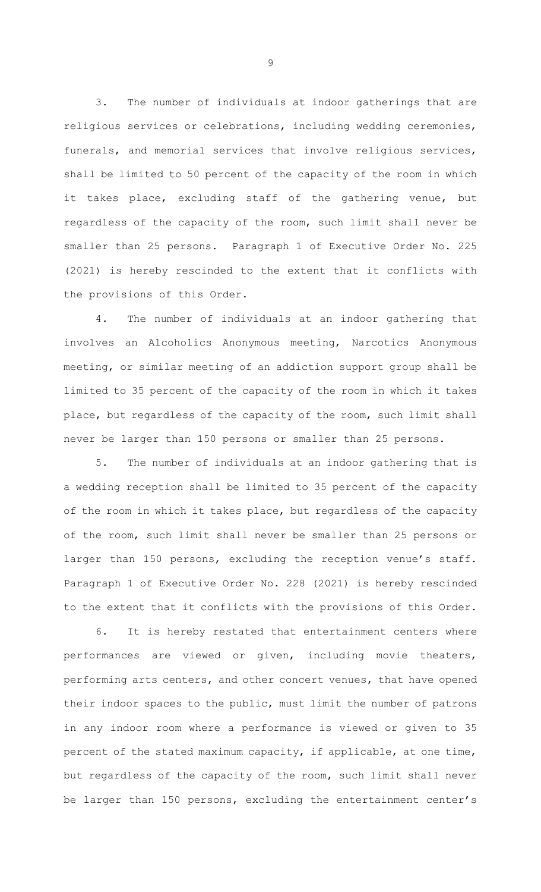3. The number of individuals at indoor gatherings that are religious services or celebrations, including wedding ceremonies, funerals, and memorial services that involve religious services, shall be limited to 50 percent of the capacity of the room in which it takes place, excluding staff of the gathering venue, but regardless of the capacity of the room, such limit shall never be smaller than 25 persons. Paragraph 1 of Executive Order No. 225 (2021) is hereby rescinded to the extent that it conflicts with the provisions of this Order.

4. The number of individuals at an indoor gathering that involves an Alcoholics Anonymous meeting, Narcotics Anonymous meeting, or similar meeting of an addiction support group shall be limited to 35 percent of the capacity of the room in which it takes place, but regardless of the capacity of the room, such limit shall never be larger than 150 persons or smaller than 25 persons.

5. The number of individuals at an indoor gathering that is a wedding reception shall be limited to 35 percent of the capacity of the room in which it takes place, but regardless of the capacity of the room, such limit shall never be smaller than 25 persons or larger than 150 persons, excluding the reception venue's staff. Paragraph 1 of Executive Order No. 228 (2021) is hereby rescinded to the extent that it conflicts with the provisions of this Order.

6. It is hereby restated that entertainment centers where performances are viewed or given, including movie theaters, performing arts centers, and other concert venues, that have opened their indoor spaces to the public, must limit the number of patrons in any indoor room where a performance is viewed or given to 35 percent of the stated maximum capacity, if applicable, at one time, but regardless of the capacity of the room, such limit shall never be larger than 150 persons, excluding the entertainment center's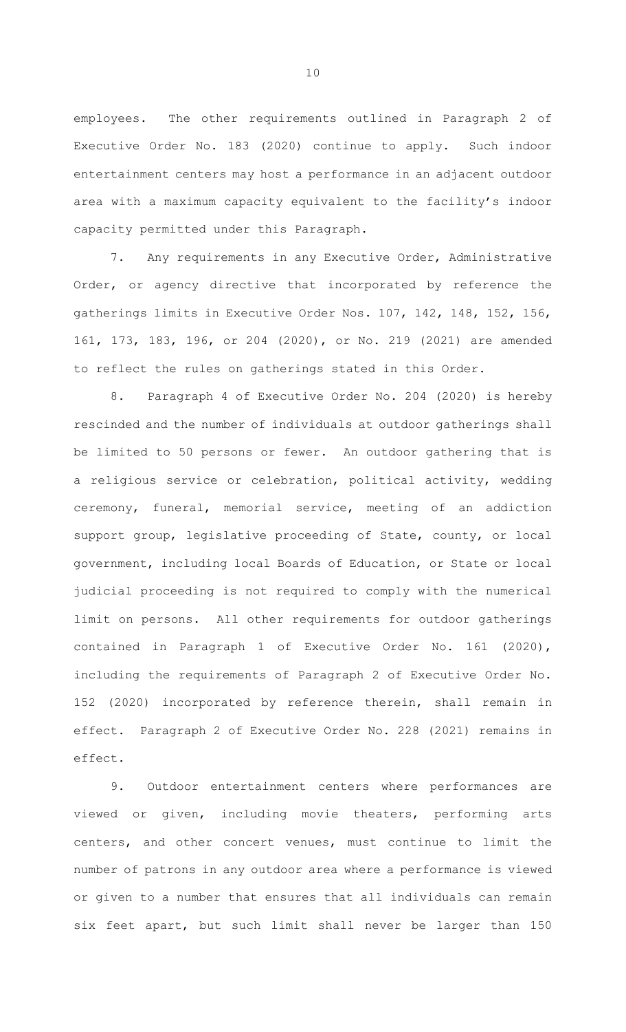employees. The other requirements outlined in Paragraph 2 of Executive Order No. 183 (2020) continue to apply. Such indoor entertainment centers may host a performance in an adjacent outdoor area with a maximum capacity equivalent to the facility's indoor capacity permitted under this Paragraph.

7. Any requirements in any Executive Order, Administrative Order, or agency directive that incorporated by reference the gatherings limits in Executive Order Nos. 107, 142, 148, 152, 156, 161, 173, 183, 196, or 204 (2020), or No. 219 (2021) are amended to reflect the rules on gatherings stated in this Order.

8. Paragraph 4 of Executive Order No. 204 (2020) is hereby rescinded and the number of individuals at outdoor gatherings shall be limited to 50 persons or fewer. An outdoor gathering that is a religious service or celebration, political activity, wedding ceremony, funeral, memorial service, meeting of an addiction support group, legislative proceeding of State, county, or local government, including local Boards of Education, or State or local judicial proceeding is not required to comply with the numerical limit on persons. All other requirements for outdoor gatherings contained in Paragraph 1 of Executive Order No. 161 (2020), including the requirements of Paragraph 2 of Executive Order No. 152 (2020) incorporated by reference therein, shall remain in effect. Paragraph 2 of Executive Order No. 228 (2021) remains in effect.

9. Outdoor entertainment centers where performances are viewed or given, including movie theaters, performing arts centers, and other concert venues, must continue to limit the number of patrons in any outdoor area where a performance is viewed or given to a number that ensures that all individuals can remain six feet apart, but such limit shall never be larger than 150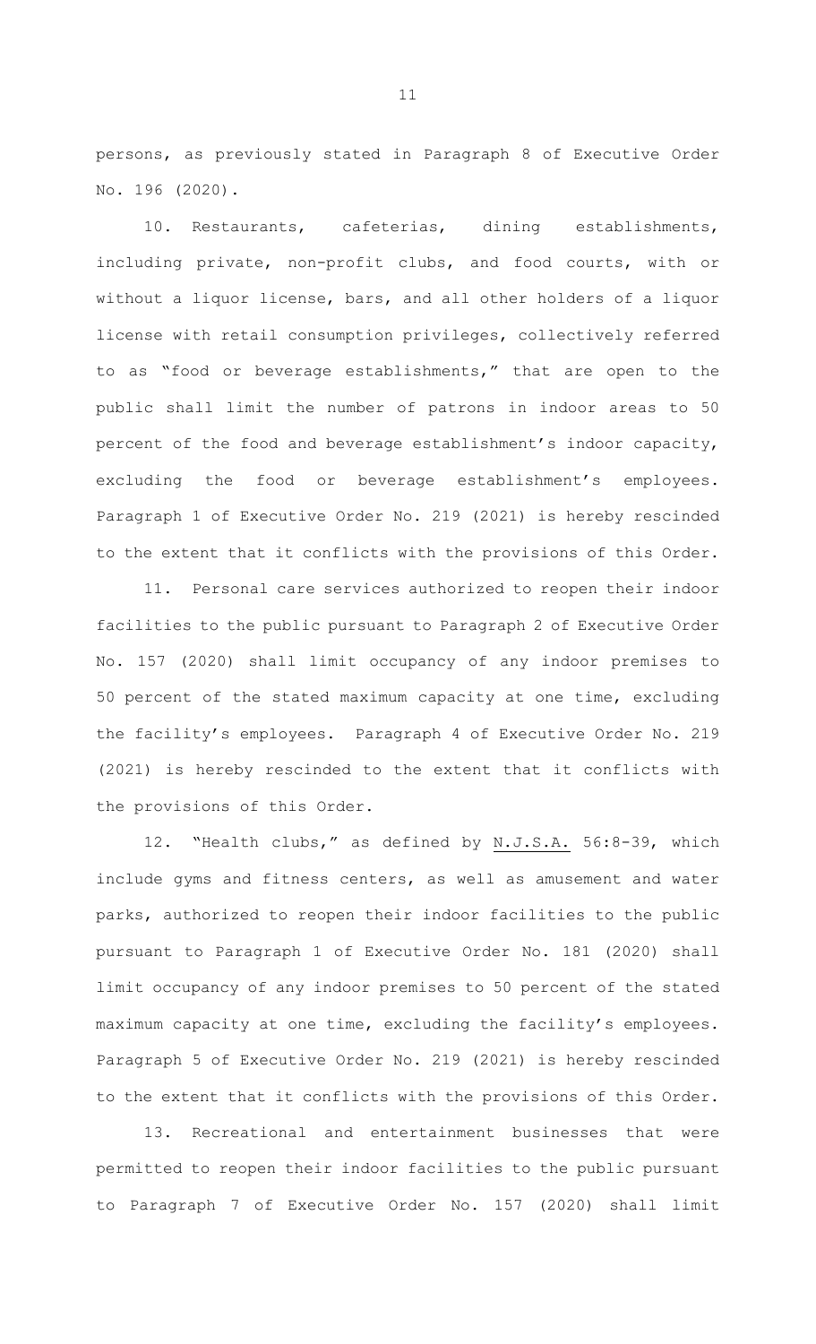persons, as previously stated in Paragraph 8 of Executive Order No. 196 (2020).

10. Restaurants, cafeterias, dining establishments, including private, non-profit clubs, and food courts, with or without a liquor license, bars, and all other holders of a liquor license with retail consumption privileges, collectively referred to as "food or beverage establishments," that are open to the public shall limit the number of patrons in indoor areas to 50 percent of the food and beverage establishment's indoor capacity, excluding the food or beverage establishment's employees. Paragraph 1 of Executive Order No. 219 (2021) is hereby rescinded to the extent that it conflicts with the provisions of this Order.

11. Personal care services authorized to reopen their indoor facilities to the public pursuant to Paragraph 2 of Executive Order No. 157 (2020) shall limit occupancy of any indoor premises to 50 percent of the stated maximum capacity at one time, excluding the facility's employees. Paragraph 4 of Executive Order No. 219 (2021) is hereby rescinded to the extent that it conflicts with the provisions of this Order.

12. "Health clubs," as defined by N.J.S.A. 56:8-39, which include gyms and fitness centers, as well as amusement and water parks, authorized to reopen their indoor facilities to the public pursuant to Paragraph 1 of Executive Order No. 181 (2020) shall limit occupancy of any indoor premises to 50 percent of the stated maximum capacity at one time, excluding the facility's employees. Paragraph 5 of Executive Order No. 219 (2021) is hereby rescinded to the extent that it conflicts with the provisions of this Order.

13. Recreational and entertainment businesses that were permitted to reopen their indoor facilities to the public pursuant to Paragraph 7 of Executive Order No. 157 (2020) shall limit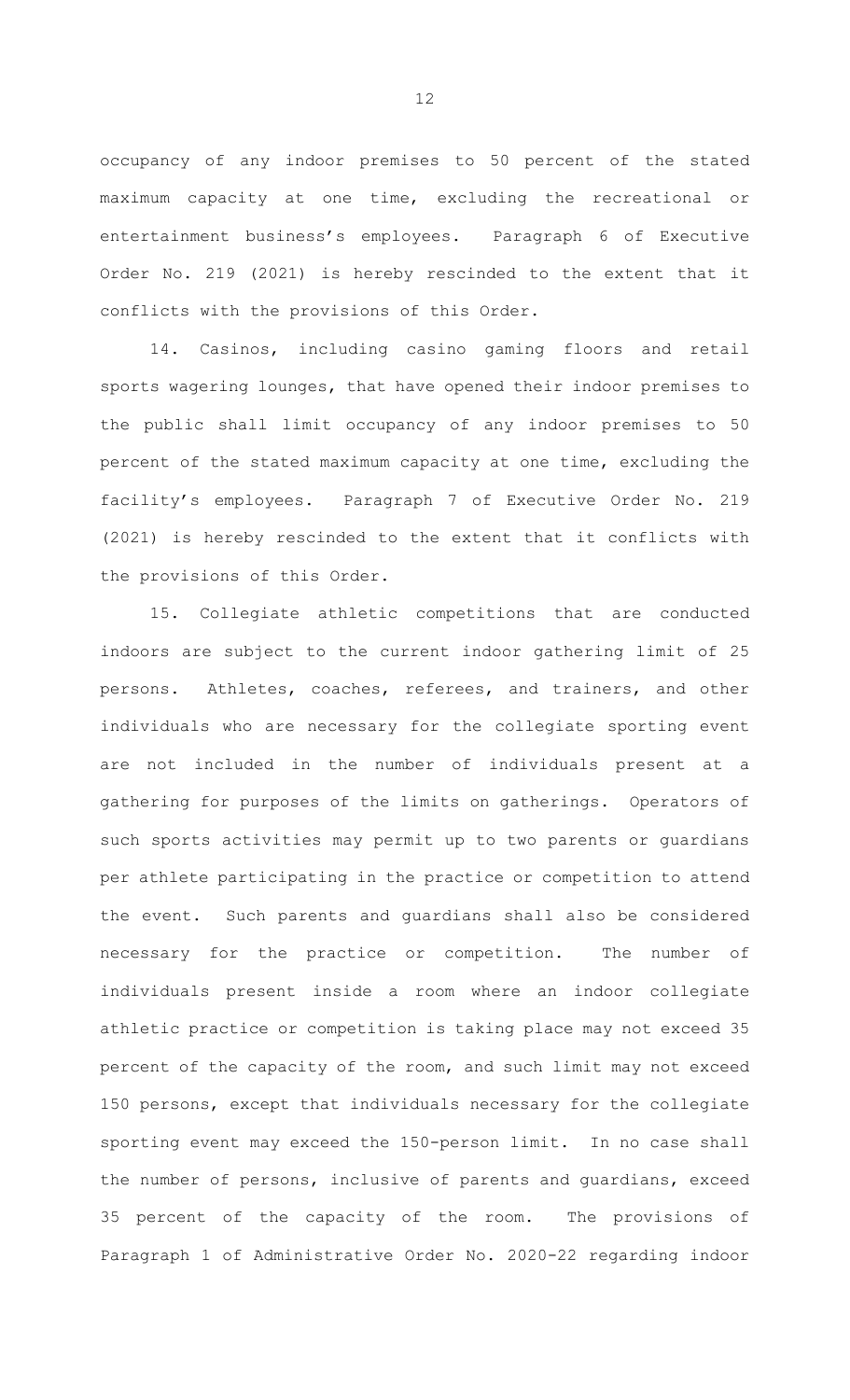occupancy of any indoor premises to 50 percent of the stated maximum capacity at one time, excluding the recreational or entertainment business's employees. Paragraph 6 of Executive Order No. 219 (2021) is hereby rescinded to the extent that it conflicts with the provisions of this Order.

14. Casinos, including casino gaming floors and retail sports wagering lounges, that have opened their indoor premises to the public shall limit occupancy of any indoor premises to 50 percent of the stated maximum capacity at one time, excluding the facility's employees. Paragraph 7 of Executive Order No. 219 (2021) is hereby rescinded to the extent that it conflicts with the provisions of this Order.

15. Collegiate athletic competitions that are conducted indoors are subject to the current indoor gathering limit of 25 persons. Athletes, coaches, referees, and trainers, and other individuals who are necessary for the collegiate sporting event are not included in the number of individuals present at a gathering for purposes of the limits on gatherings. Operators of such sports activities may permit up to two parents or guardians per athlete participating in the practice or competition to attend the event. Such parents and guardians shall also be considered necessary for the practice or competition. The number of individuals present inside a room where an indoor collegiate athletic practice or competition is taking place may not exceed 35 percent of the capacity of the room, and such limit may not exceed 150 persons, except that individuals necessary for the collegiate sporting event may exceed the 150-person limit. In no case shall the number of persons, inclusive of parents and guardians, exceed 35 percent of the capacity of the room. The provisions of Paragraph 1 of Administrative Order No. 2020-22 regarding indoor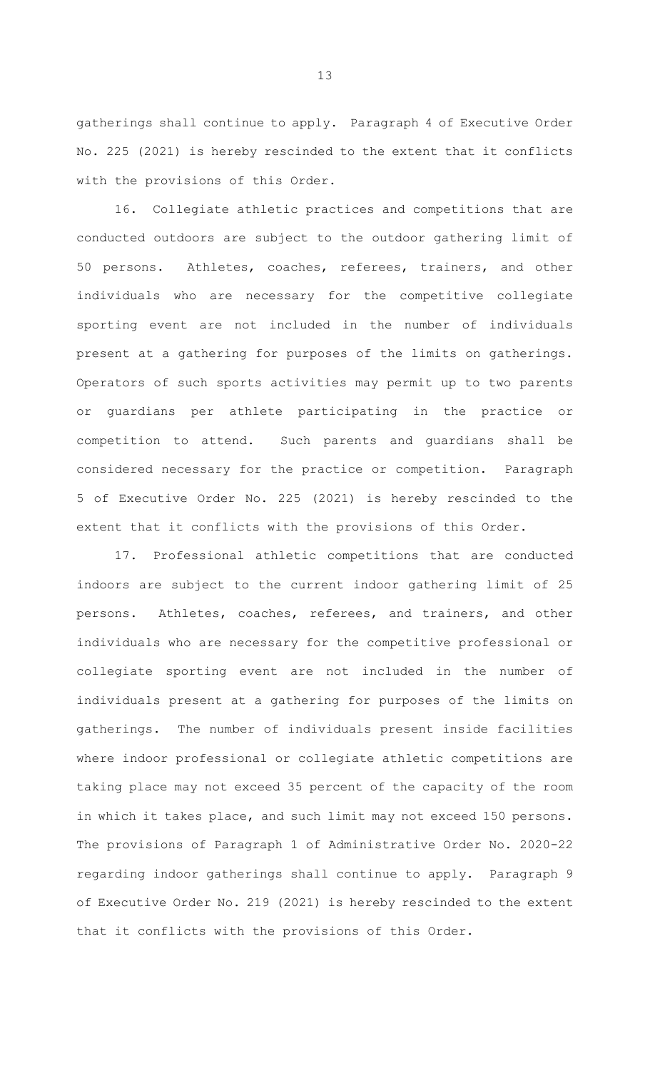gatherings shall continue to apply. Paragraph 4 of Executive Order No. 225 (2021) is hereby rescinded to the extent that it conflicts with the provisions of this Order.

16. Collegiate athletic practices and competitions that are conducted outdoors are subject to the outdoor gathering limit of 50 persons. Athletes, coaches, referees, trainers, and other individuals who are necessary for the competitive collegiate sporting event are not included in the number of individuals present at a gathering for purposes of the limits on gatherings. Operators of such sports activities may permit up to two parents or guardians per athlete participating in the practice or competition to attend. Such parents and guardians shall be considered necessary for the practice or competition. Paragraph 5 of Executive Order No. 225 (2021) is hereby rescinded to the extent that it conflicts with the provisions of this Order.

17. Professional athletic competitions that are conducted indoors are subject to the current indoor gathering limit of 25 persons. Athletes, coaches, referees, and trainers, and other individuals who are necessary for the competitive professional or collegiate sporting event are not included in the number of individuals present at a gathering for purposes of the limits on gatherings. The number of individuals present inside facilities where indoor professional or collegiate athletic competitions are taking place may not exceed 35 percent of the capacity of the room in which it takes place, and such limit may not exceed 150 persons. The provisions of Paragraph 1 of Administrative Order No. 2020-22 regarding indoor gatherings shall continue to apply. Paragraph 9 of Executive Order No. 219 (2021) is hereby rescinded to the extent that it conflicts with the provisions of this Order.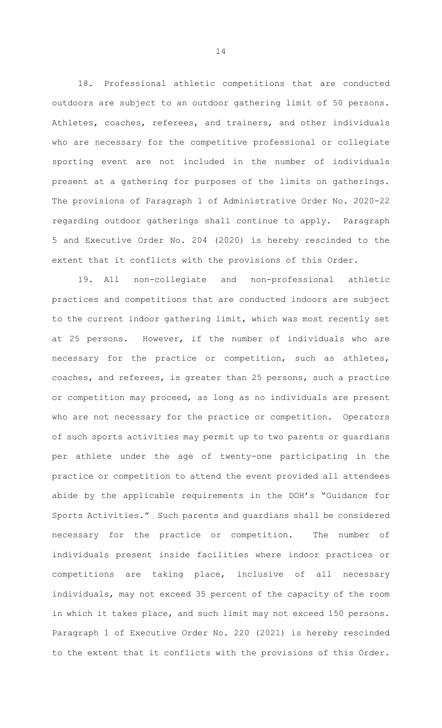18. Professional athletic competitions that are conducted outdoors are subject to an outdoor gathering limit of 50 persons. Athletes, coaches, referees, and trainers, and other individuals who are necessary for the competitive professional or collegiate sporting event are not included in the number of individuals present at a gathering for purposes of the limits on gatherings. The provisions of Paragraph 1 of Administrative Order No. 2020-22 regarding outdoor gatherings shall continue to apply. Paragraph 5 and Executive Order No. 204 (2020) is hereby rescinded to the extent that it conflicts with the provisions of this Order.

19. All non-collegiate and non-professional athletic practices and competitions that are conducted indoors are subject to the current indoor gathering limit, which was most recently set at 25 persons. However, if the number of individuals who are necessary for the practice or competition, such as athletes, coaches, and referees, is greater than 25 persons, such a practice or competition may proceed, as long as no individuals are present who are not necessary for the practice or competition. Operators of such sports activities may permit up to two parents or guardians per athlete under the age of twenty-one participating in the practice or competition to attend the event provided all attendees abide by the applicable requirements in the DOH's "Guidance for Sports Activities." Such parents and guardians shall be considered necessary for the practice or competition. The number of individuals present inside facilities where indoor practices or competitions are taking place, inclusive of all necessary individuals, may not exceed 35 percent of the capacity of the room in which it takes place, and such limit may not exceed 150 persons. Paragraph 1 of Executive Order No. 220 (2021) is hereby rescinded to the extent that it conflicts with the provisions of this Order.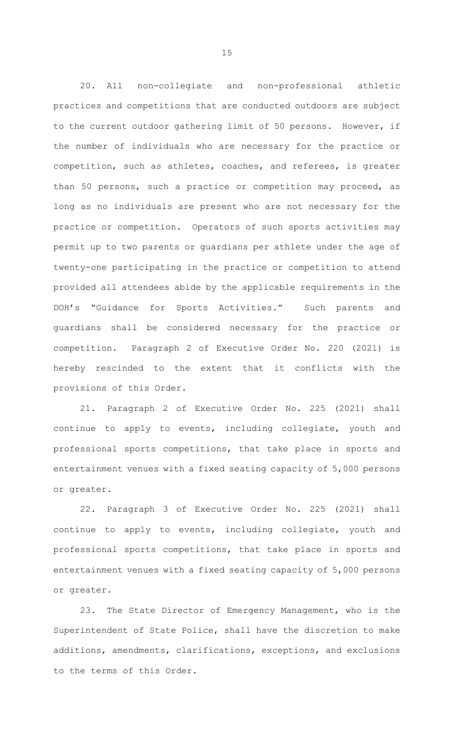20. All non-collegiate and non-professional athletic practices and competitions that are conducted outdoors are subject to the current outdoor gathering limit of 50 persons. However, if the number of individuals who are necessary for the practice or competition, such as athletes, coaches, and referees, is greater than 50 persons, such a practice or competition may proceed, as long as no individuals are present who are not necessary for the practice or competition. Operators of such sports activities may permit up to two parents or guardians per athlete under the age of twenty-one participating in the practice or competition to attend provided all attendees abide by the applicable requirements in the DOH's "Guidance for Sports Activities." Such parents and guardians shall be considered necessary for the practice or competition. Paragraph 2 of Executive Order No. 220 (2021) is hereby rescinded to the extent that it conflicts with the provisions of this Order.

21. Paragraph 2 of Executive Order No. 225 (2021) shall continue to apply to events, including collegiate, youth and professional sports competitions, that take place in sports and entertainment venues with a fixed seating capacity of 5,000 persons or greater.

22. Paragraph 3 of Executive Order No. 225 (2021) shall continue to apply to events, including collegiate, youth and professional sports competitions, that take place in sports and entertainment venues with a fixed seating capacity of 5,000 persons or greater.

23. The State Director of Emergency Management, who is the Superintendent of State Police, shall have the discretion to make additions, amendments, clarifications, exceptions, and exclusions to the terms of this Order.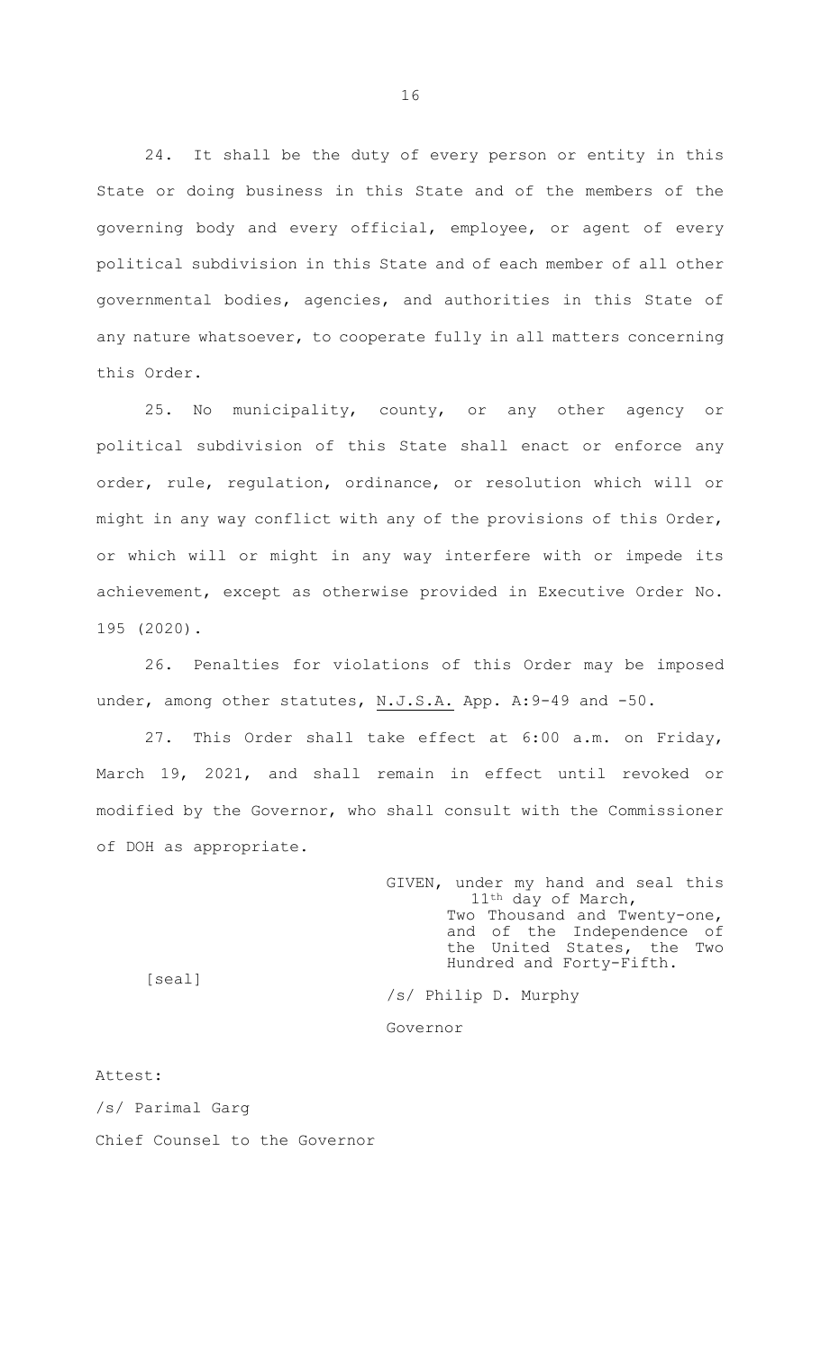24. It shall be the duty of every person or entity in this State or doing business in this State and of the members of the governing body and every official, employee, or agent of every political subdivision in this State and of each member of all other governmental bodies, agencies, and authorities in this State of any nature whatsoever, to cooperate fully in all matters concerning this Order.

25. No municipality, county, or any other agency or political subdivision of this State shall enact or enforce any order, rule, regulation, ordinance, or resolution which will or might in any way conflict with any of the provisions of this Order, or which will or might in any way interfere with or impede its achievement, except as otherwise provided in Executive Order No. 195 (2020).

26. Penalties for violations of this Order may be imposed under, among other statutes, N.J.S.A. App. A:9-49 and -50.

27. This Order shall take effect at 6:00 a.m. on Friday, March 19, 2021, and shall remain in effect until revoked or modified by the Governor, who shall consult with the Commissioner of DOH as appropriate.

GIVEN, under my hand and seal this 11th day of March, Two Thousand and Twenty-one, and of the Independence of the United States, the Two Hundred and Forty-Fifth.

[seal]

/s/ Philip D. Murphy

Governor

Attest:

/s/ Parimal Garg

Chief Counsel to the Governor